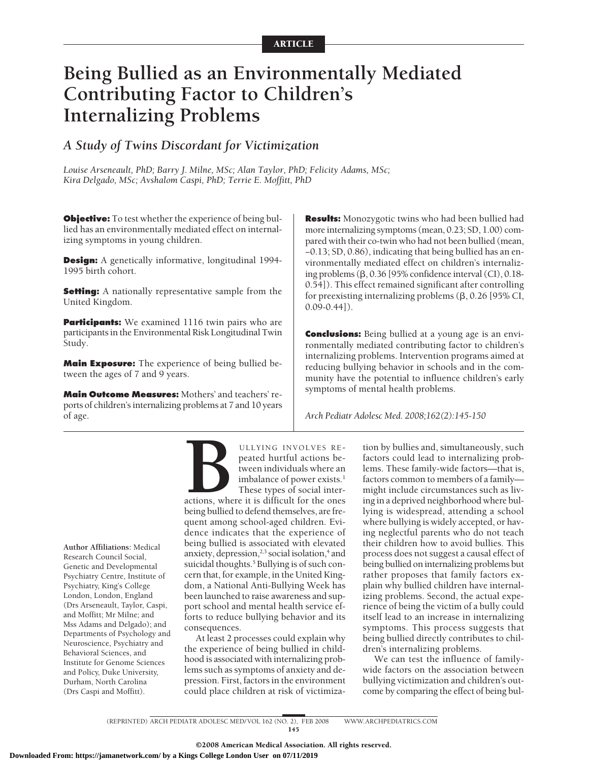ARTICLE

# Being Bullied as an Environmentally Mediated Contributing Factor to Children's Internalizing Problems

## *A Study of Twins Discordant for Victimization*

*Louise Arseneault, PhD; Barry J. Milne, MSc; Alan Taylor, PhD; Felicity Adams, MSc; Kira Delgado, MSc; Avshalom Caspi, PhD; Terrie E. Moffitt, PhD*

**Objective:** To test whether the experience of being bullied has an environmentally mediated effect on internalizing symptoms in young children.

**Design:** A genetically informative, longitudinal 1994-1995 birth cohort.

**Setting:** A nationally representative sample from the United Kingdom.

**Participants:** We examined 1116 twin pairs who are participants in the Environmental Risk Longitudinal Twin Study.

**Main Exposure:** The experience of being bullied between the ages of 7 and 9 years.

**Main Outcome Measures:** Mothers' and teachers' reports of children's internalizing problems at 7 and 10 years of age.

**Results:** Monozygotic twins who had been bullied had more internalizing symptoms (mean, 0.23; SD, 1.00) compared with their co-twin who had not been bullied (mean, −0.13; SD, 0.86), indicating that being bullied has an environmentally mediated effect on children's internalizing problems (β, 0.36 [95% confidence interval (CI), 0.18-0.54]). This effect remained significant after controlling for preexisting internalizing problems (β, 0.26 [95% CI, 0.09-0.44]).

**Conclusions:** Being bullied at a young age is an environmentally mediated contributing factor to children's internalizing problems. Intervention programs aimed at reducing bullying behavior in schools and in the community have the potential to influence children's early symptoms of mental health problems.

*Arch Pediatr Adolesc Med. 2008;162(2):145-150*

Author Affiliations: Medical Research Council Social, Genetic and Developmental Psychiatry Centre, Institute of Psychiatry, King's College London, London, England (Drs Arseneault, Taylor, Caspi, and Moffitt; Mr Milne; and Mss Adams and Delgado); and Departments of Psychology and Neuroscience, Psychiatry and Behavioral Sciences, and Institute for Genome Sciences and Policy, Duke University, Durham, North Carolina (Drs Caspi and Moffitt).

BULLYING INVOLVES REPEATED hurtful actions between individuals where an imbalance of power exists.[1] These types of social interactions, where it is difficult for the ones being bullied to defend themselves, are frequent among school-aged children. Evidence indicates that the experience of being bullied is associated with elevated anxiety, depression,[2,3] social isolation,[4] and suicidal thoughts.[5] Bullying is of such concern that, for example, in the United Kingdom, a National Anti-Bullying Week has been launched to raise awareness and support school and mental health service efforts to reduce bullying behavior and its consequences.

At least 2 processes could explain why the experience of being bullied in childhood is associated with internalizing problems such as symptoms of anxiety and depression. First, factors in the environment could place children at risk of victimization by bullies and, simultaneously, such factors could lead to internalizing problems. These family-wide factors—that is, factors common to members of a family—might include circumstances such as living in a deprived neighborhood where bullying is widespread, attending a school where bullying is widely accepted, or having neglectful parents who do not teach their children how to avoid bullies. This process does not suggest a causal effect of being bullied on internalizing problems but rather proposes that family factors explain why bullied children have internalizing problems. Second, the actual experience of being the victim of a bully could itself lead to an increase in internalizing symptoms. This process suggests that being bullied directly contributes to children's internalizing problems.

We can test the influence of family-wide factors on the association between bullying victimization and children's outcome by comparing the effect of being bul-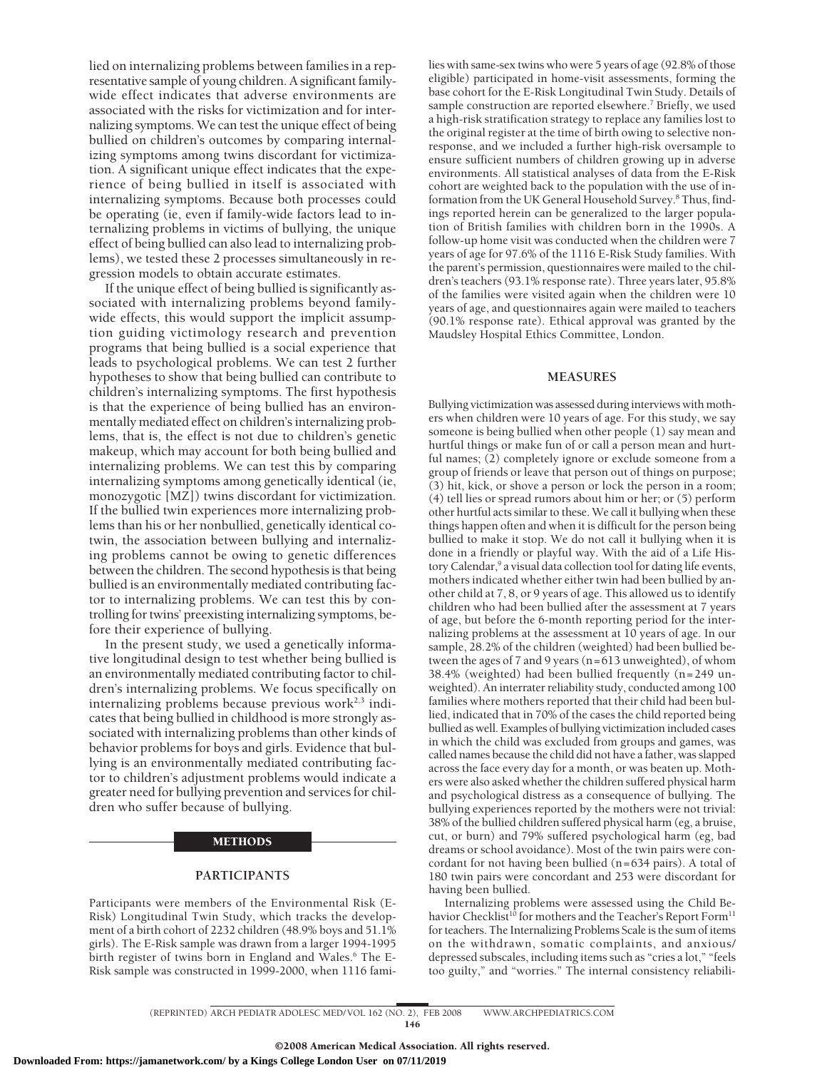lied on internalizing problems between families in a representative sample of young children. A significant family-wide effect indicates that adverse environments are associated with the risks for victimization and for internalizing symptoms. We can test the unique effect of being bullied on children's outcomes by comparing internalizing symptoms among twins discordant for victimization. A significant unique effect indicates that the experience of being bullied in itself is associated with internalizing symptoms. Because both processes could be operating (ie, even if family-wide factors lead to internalizing problems in victims of bullying, the unique effect of being bullied can also lead to internalizing problems), we tested these 2 processes simultaneously in regression models to obtain accurate estimates.

If the unique effect of being bullied is significantly associated with internalizing problems beyond family-wide effects, this would support the implicit assumption guiding victimology research and prevention programs that being bullied is a social experience that leads to psychological problems. We can test 2 further hypotheses to show that being bullied can contribute to children's internalizing symptoms. The first hypothesis is that the experience of being bullied has an environmentally mediated effect on children's internalizing problems, that is, the effect is not due to children's genetic makeup, which may account for both being bullied and internalizing problems. We can test this by comparing internalizing symptoms among genetically identical (ie, monozygotic [MZ]) twins discordant for victimization. If the bullied twin experiences more internalizing problems than his or her nonbullied, genetically identical co-twin, the association between bullying and internalizing problems cannot be owing to genetic differences between the children. The second hypothesis is that being bullied is an environmentally mediated contributing factor to internalizing problems. We can test this by controlling for twins' preexisting internalizing symptoms, before their experience of bullying.

In the present study, we used a genetically informative longitudinal design to test whether being bullied is an environmentally mediated contributing factor to children's internalizing problems. We focus specifically on internalizing problems because previous work[2,3] indicates that being bullied in childhood is more strongly associated with internalizing problems than other kinds of behavior problems for boys and girls. Evidence that bullying is an environmentally mediated contributing factor to children's adjustment problems would indicate a greater need for bullying prevention and services for children who suffer because of bullying.

## METHODS

### PARTICIPANTS

Participants were members of the Environmental Risk (E-Risk) Longitudinal Twin Study, which tracks the development of a birth cohort of 2232 children (48.9% boys and 51.1% girls). The E-Risk sample was drawn from a larger 1994-1995 birth register of twins born in England and Wales.[6] The E-Risk sample was constructed in 1999-2000, when 1116 families with same-sex twins who were 5 years of age (92.8% of those eligible) participated in home-visit assessments, forming the base cohort for the E-Risk Longitudinal Twin Study. Details of sample construction are reported elsewhere.[7] Briefly, we used a high-risk stratification strategy to replace any families lost to the original register at the time of birth owing to selective nonresponse, and we included a further high-risk oversample to ensure sufficient numbers of children growing up in adverse environments. All statistical analyses of data from the E-Risk cohort are weighted back to the population with the use of information from the UK General Household Survey.[8] Thus, findings reported herein can be generalized to the larger population of British families with children born in the 1990s. A follow-up home visit was conducted when the children were 7 years of age for 97.6% of the 1116 E-Risk Study families. With the parent's permission, questionnaires were mailed to the children's teachers (93.1% response rate). Three years later, 95.8% of the families were visited again when the children were 10 years of age, and questionnaires again were mailed to teachers (90.1% response rate). Ethical approval was granted by the Maudsley Hospital Ethics Committee, London.

### MEASURES

Bullying victimization was assessed during interviews with mothers when children were 10 years of age. For this study, we say someone is being bullied when other people (1) say mean and hurtful things or make fun of or call a person mean and hurtful names; (2) completely ignore or exclude someone from a group of friends or leave that person out of things on purpose; (3) hit, kick, or shove a person or lock the person in a room; (4) tell lies or spread rumors about him or her; or (5) perform other hurtful acts similar to these. We call it bullying when these things happen often and when it is difficult for the person being bullied to make it stop. We do not call it bullying when it is done in a friendly or playful way. With the aid of a Life History Calendar,[9] a visual data collection tool for dating life events, mothers indicated whether either twin had been bullied by another child at 7, 8, or 9 years of age. This allowed us to identify children who had been bullied after the assessment at 7 years of age, but before the 6-month reporting period for the internalizing problems at the assessment at 10 years of age. In our sample, 28.2% of the children (weighted) had been bullied between the ages of 7 and 9 years (n=613 unweighted), of whom 38.4% (weighted) had been bullied frequently (n=249 unweighted). An interrater reliability study, conducted among 100 families where mothers reported that their child had been bullied, indicated that in 70% of the cases the child reported being bullied as well. Examples of bullying victimization included cases in which the child was excluded from groups and games, was called names because the child did not have a father, was slapped across the face every day for a month, or was beaten up. Mothers were also asked whether the children suffered physical harm and psychological distress as a consequence of bullying. The bullying experiences reported by the mothers were not trivial: 38% of the bullied children suffered physical harm (eg, a bruise, cut, or burn) and 79% suffered psychological harm (eg, bad dreams or school avoidance). Most of the twin pairs were concordant for not having been bullied (n=634 pairs). A total of 180 twin pairs were concordant and 253 were discordant for having been bullied.

Internalizing problems were assessed using the Child Behavior Checklist[10] for mothers and the Teacher's Report Form[11] for teachers. The Internalizing Problems Scale is the sum of items on the withdrawn, somatic complaints, and anxious/depressed subscales, including items such as "cries a lot," "feels too guilty," and "worries." The internal consistency reliabili-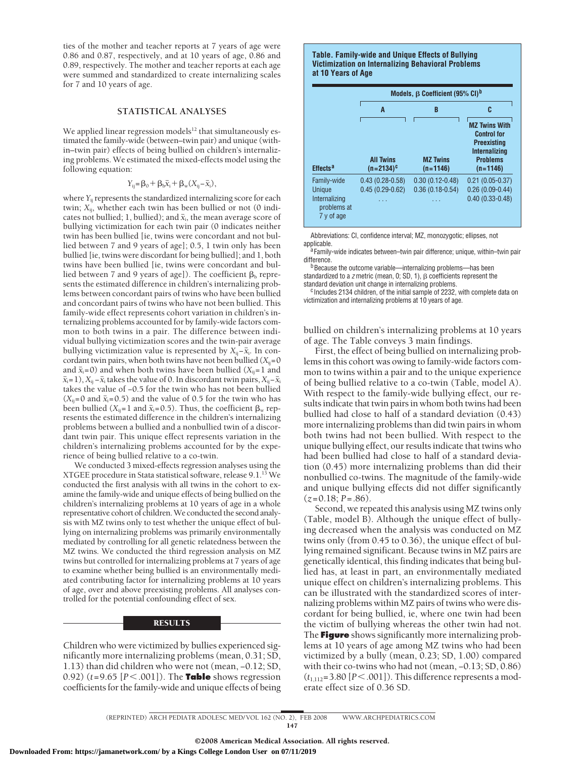ties of the mother and teacher reports at 7 years of age were 0.86 and 0.87, respectively, and at 10 years of age, 0.86 and 0.89, respectively. The mother and teacher reports at each age were summed and standardized to create internalizing scales for 7 and 10 years of age.

## STATISTICAL ANALYSES

We applied linear regression models[12] that simultaneously estimated the family-wide (between–twin pair) and unique (within–twin pair) effects of being bullied on children's internalizing problems. We estimated the mixed-effects model using the following equation:

$$Y_{ij} = \beta_0 + \beta_b \bar{x}_i + \beta_w (X_{ij} - \bar{x}_i),$$

where $Y_{ij}$ represents the standardized internalizing score for each twin; $X_{ij}$, whether each twin has been bullied or not (0 indicates not bullied; 1, bullied); and $\bar{x}_i$, the mean average score of bullying victimization for each twin pair (0 indicates neither twin has been bullied [ie, twins were concordant and not bullied between 7 and 9 years of age]; 0.5, 1 twin only has been bullied [ie, twins were discordant for being bullied]; and 1, both twins have been bullied [ie, twins were concordant and bullied between 7 and 9 years of age]). The coefficient $\beta_b$ represents the estimated difference in children's internalizing problems between concordant pairs of twins who have been bullied and concordant pairs of twins who have not been bullied. This family-wide effect represents cohort variation in children's internalizing problems accounted for by family-wide factors common to both twins in a pair. The difference between individual bullying victimization scores and the twin-pair average bullying victimization value is represented by $X_{ij} - \bar{x}_i$. In concordant twin pairs, when both twins have not been bullied ($X_{ij}=0$ and $\bar{x}_i=0$) and when both twins have been bullied ($X_{ij}=1$ and $\bar{x}_i=1$), $X_{ij} - \bar{x}_i$ takes the value of 0. In discordant twin pairs, $X_{ij} - \bar{x}_i$ takes the value of –0.5 for the twin who has not been bullied ($X_{ij}=0$ and $\bar{x}_i=0.5$) and the value of 0.5 for the twin who has been bullied ($X_{ij}=1$ and $\bar{x}_i=0.5$). Thus, the coefficient $\beta_w$ represents the estimated difference in the children's internalizing problems between a bullied and a nonbullied twin of a discordant twin pair. This unique effect represents variation in the children's internalizing problems accounted for by the experience of being bullied relative to a co-twin.

We conducted 3 mixed-effects regression analyses using the XTGEE procedure in Stata statistical software, release 9.1.[13] We conducted the first analysis with all twins in the cohort to examine the family-wide and unique effects of being bullied on the children's internalizing problems at 10 years of age in a whole representative cohort of children. We conducted the second analysis with MZ twins only to test whether the unique effect of bullying on internalizing problems was primarily environmentally mediated by controlling for all genetic relatedness between the MZ twins. We conducted the third regression analysis on MZ twins but controlled for internalizing problems at 7 years of age to examine whether being bullied is an environmentally mediated contributing factor for internalizing problems at 10 years of age, over and above preexisting problems. All analyses controlled for the potential confounding effect of sex.

## RESULTS

Children who were victimized by bullies experienced significantly more internalizing problems (mean, 0.31; SD, 1.13) than did children who were not (mean, –0.12; SD, 0.92) ($t=9.65$ [$P<.001$]). The **Table** shows regression coefficients for the family-wide and unique effects of being bullied on children's internalizing problems at 10 years of age. The Table conveys 3 main findings.

**Table. Family-wide and Unique Effects of Bullying Victimization on Internalizing Behavioral Problems at 10 Years of Age**

| | Models, β Coefficient (95% CI)[b] | | |
|---|---|---|---|
| | A | B | C |
| Effects[a] | All Twins (n=2134)[c] | MZ Twins (n=1146) | MZ Twins With Control for Preexisting Internalizing Problems (n=1146) |
| Family-wide | 0.43 (0.28-0.58) | 0.30 (0.12-0.48) | 0.21 (0.05-0.37) |
| Unique | 0.45 (0.29-0.62) | 0.36 (0.18-0.54) | 0.26 (0.09-0.44) |
| Internalizing problems at 7 y of age | . . . | . . . | 0.40 (0.33-0.48) |

Abbreviations: CI, confidence interval; MZ, monozygotic; ellipses, not applicable.

[a] Family-wide indicates between–twin pair difference; unique, within–twin pair difference.

[b] Because the outcome variable—internalizing problems—has been standardized to a $z$ metric (mean, 0; SD, 1), β coefficients represent the standard deviation unit change in internalizing problems.

[c] Includes 2134 children, of the initial sample of 2232, with complete data on victimization and internalizing problems at 10 years of age.

First, the effect of being bullied on internalizing problems in this cohort was owing to family-wide factors common to twins within a pair and to the unique experience of being bullied relative to a co-twin (Table, model A). With respect to the family-wide bullying effect, our results indicate that twin pairs in whom both twins had been bullied had close to half of a standard deviation (0.43) more internalizing problems than did twin pairs in whom both twins had not been bullied. With respect to the unique bullying effect, our results indicate that twins who had been bullied had close to half of a standard deviation (0.45) more internalizing problems than did their nonbullied co-twins. The magnitude of the family-wide and unique bullying effects did not differ significantly ($z=0.18$; $P=.86$).

Second, we repeated this analysis using MZ twins only (Table, model B). Although the unique effect of bullying decreased when the analysis was conducted on MZ twins only (from 0.45 to 0.36), the unique effect of bullying remained significant. Because twins in MZ pairs are genetically identical, this finding indicates that being bullied has, at least in part, an environmentally mediated unique effect on children's internalizing problems. This can be illustrated with the standardized scores of internalizing problems within MZ pairs of twins who were discordant for being bullied, ie, where one twin had been the victim of bullying whereas the other twin had not. The **Figure** shows significantly more internalizing problems at 10 years of age among MZ twins who had been victimized by a bully (mean, 0.23; SD, 1.00) compared with their co-twins who had not (mean, –0.13; SD, 0.86) ($t_{1,112}=3.80$ [$P<.001$]). This difference represents a moderate effect size of 0.36 SD.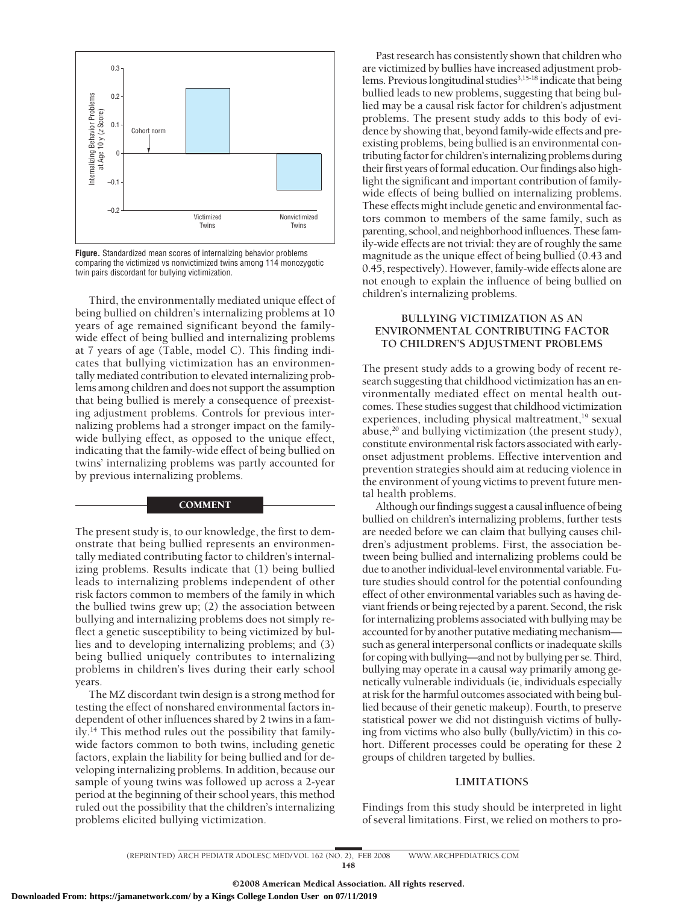0.3
0.2
0.1
0
–0.1
–0.2

Internalizing Behavior Problems at Age 10 y (z Score)

Cohort norm

Victimized Twins

Nonvictimized Twins

**Figure.** Standardized mean scores of internalizing behavior problems comparing the victimized vs nonvictimized twins among 114 monozygotic twin pairs discordant for bullying victimization.

Third, the environmentally mediated unique effect of being bullied on children's internalizing problems at 10 years of age remained significant beyond the family-wide effect of being bullied and internalizing problems at 7 years of age (Table, model C). This finding indicates that bullying victimization has an environmentally mediated contribution to elevated internalizing problems among children and does not support the assumption that being bullied is merely a consequence of preexisting adjustment problems. Controls for previous internalizing problems had a stronger impact on the family-wide bullying effect, as opposed to the unique effect, indicating that the family-wide effect of being bullied on twins' internalizing problems was partly accounted for by previous internalizing problems.

## COMMENT

The present study is, to our knowledge, the first to demonstrate that being bullied represents an environmentally mediated contributing factor to children's internalizing problems. Results indicate that (1) being bullied leads to internalizing problems independent of other risk factors common to members of the family in which the bullied twins grew up; (2) the association between bullying and internalizing problems does not simply reflect a genetic susceptibility to being victimized by bullies and to developing internalizing problems; and (3) being bullied uniquely contributes to internalizing problems in children's lives during their early school years.

The MZ discordant twin design is a strong method for testing the effect of nonshared environmental factors independent of other influences shared by 2 twins in a family.[14] This method rules out the possibility that family-wide factors common to both twins, including genetic factors, explain the liability for being bullied and for developing internalizing problems. In addition, because our sample of young twins was followed up across a 2-year period at the beginning of their school years, this method ruled out the possibility that the children's internalizing problems elicited bullying victimization.

Past research has consistently shown that children who are victimized by bullies have increased adjustment problems. Previous longitudinal studies[3,15-18] indicate that being bullied leads to new problems, suggesting that being bullied may be a causal risk factor for children's adjustment problems. The present study adds to this body of evidence by showing that, beyond family-wide effects and preexisting problems, being bullied is an environmental contributing factor for children's internalizing problems during their first years of formal education. Our findings also highlight the significant and important contribution of family-wide effects of being bullied on internalizing problems. These effects might include genetic and environmental factors common to members of the same family, such as parenting, school, and neighborhood influences. These family-wide effects are not trivial: they are of roughly the same magnitude as the unique effect of being bullied (0.43 and 0.45, respectively). However, family-wide effects alone are not enough to explain the influence of being bullied on children's internalizing problems.

### BULLYING VICTIMIZATION AS AN ENVIRONMENTAL CONTRIBUTING FACTOR TO CHILDREN'S ADJUSTMENT PROBLEMS

The present study adds to a growing body of recent research suggesting that childhood victimization has an environmentally mediated effect on mental health outcomes. These studies suggest that childhood victimization experiences, including physical maltreatment,[19] sexual abuse,[20] and bullying victimization (the present study), constitute environmental risk factors associated with early-onset adjustment problems. Effective intervention and prevention strategies should aim at reducing violence in the environment of young victims to prevent future mental health problems.

Although our findings suggest a causal influence of being bullied on children's internalizing problems, further tests are needed before we can claim that bullying causes children's adjustment problems. First, the association between being bullied and internalizing problems could be due to another individual-level environmental variable. Future studies should control for the potential confounding effect of other environmental variables such as having deviant friends or being rejected by a parent. Second, the risk for internalizing problems associated with bullying may be accounted for by another putative mediating mechanism—such as general interpersonal conflicts or inadequate skills for coping with bullying—and not by bullying per se. Third, bullying may operate in a causal way primarily among genetically vulnerable individuals (ie, individuals especially at risk for the harmful outcomes associated with being bullied because of their genetic makeup). Fourth, to preserve statistical power we did not distinguish victims of bullying from victims who also bully (bully/victim) in this cohort. Different processes could be operating for these 2 groups of children targeted by bullies.

### LIMITATIONS

Findings from this study should be interpreted in light of several limitations. First, we relied on mothers to pro-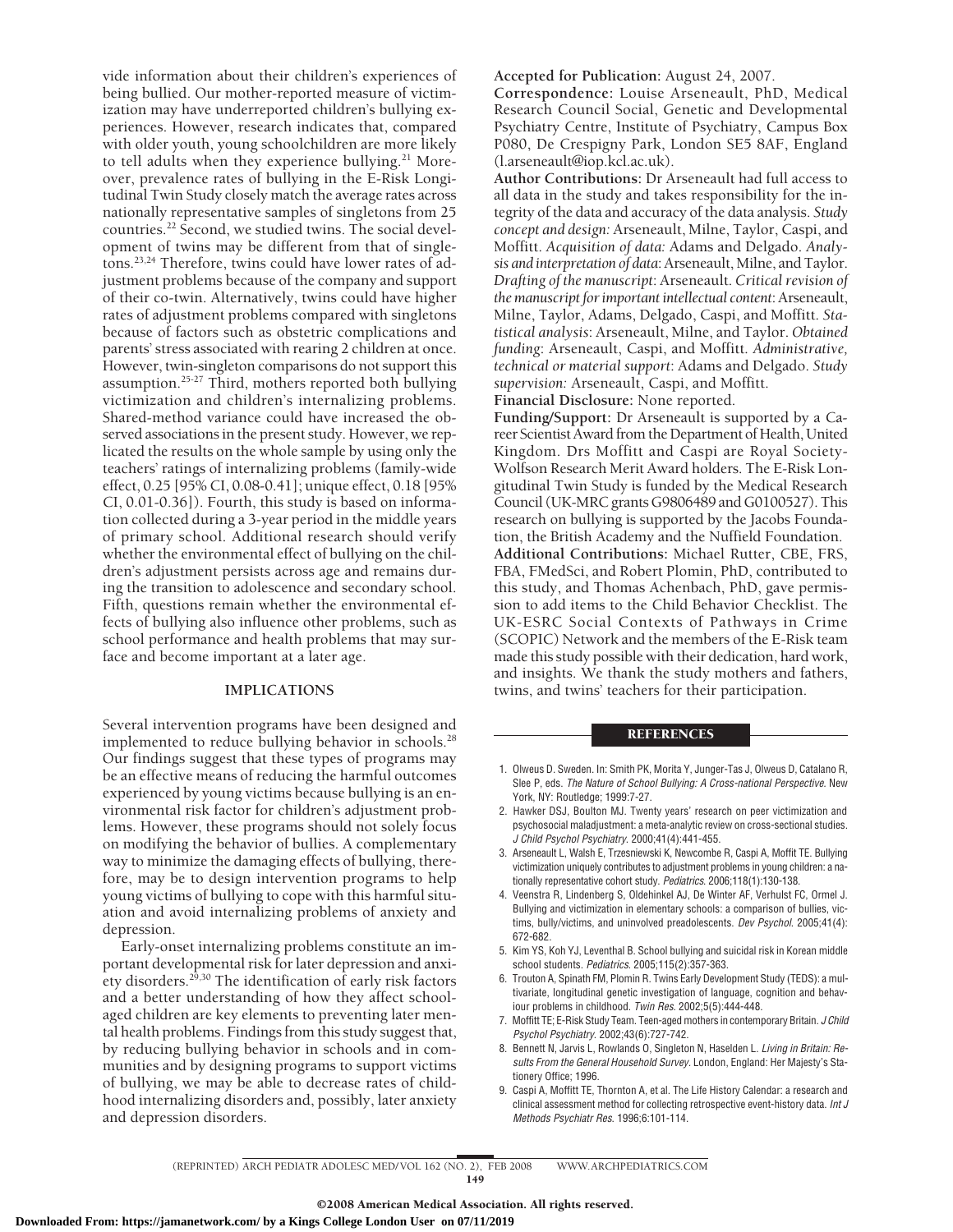vide information about their children's experiences of being bullied. Our mother-reported measure of victimization may have underreported children's bullying experiences. However, research indicates that, compared with older youth, young schoolchildren are more likely to tell adults when they experience bullying.[21] Moreover, prevalence rates of bullying in the E-Risk Longitudinal Twin Study closely match the average rates across nationally representative samples of singletons from 25 countries.[22] Second, we studied twins. The social development of twins may be different from that of singletons.[23,24] Therefore, twins could have lower rates of adjustment problems because of the company and support of their co-twin. Alternatively, twins could have higher rates of adjustment problems compared with singletons because of factors such as obstetric complications and parents' stress associated with rearing 2 children at once. However, twin-singleton comparisons do not support this assumption.[25-27] Third, mothers reported both bullying victimization and children's internalizing problems. Shared-method variance could have increased the observed associations in the present study. However, we replicated the results on the whole sample by using only the teachers' ratings of internalizing problems (family-wide effect, 0.25 [95% CI, 0.08-0.41]; unique effect, 0.18 [95% CI, 0.01-0.36]). Fourth, this study is based on information collected during a 3-year period in the middle years of primary school. Additional research should verify whether the environmental effect of bullying on the children's adjustment persists across age and remains during the transition to adolescence and secondary school. Fifth, questions remain whether the environmental effects of bullying also influence other problems, such as school performance and health problems that may surface and become important at a later age.

## IMPLICATIONS

Several intervention programs have been designed and implemented to reduce bullying behavior in schools.[28] Our findings suggest that these types of programs may be an effective means of reducing the harmful outcomes experienced by young victims because bullying is an environmental risk factor for children's adjustment problems. However, these programs should not solely focus on modifying the behavior of bullies. A complementary way to minimize the damaging effects of bullying, therefore, may be to design intervention programs to help young victims of bullying to cope with this harmful situation and avoid internalizing problems of anxiety and depression.

Early-onset internalizing problems constitute an important developmental risk for later depression and anxiety disorders.[29,30] The identification of early risk factors and a better understanding of how they affect school-aged children are key elements to preventing later mental health problems. Findings from this study suggest that, by reducing bullying behavior in schools and in communities and by designing programs to support victims of bullying, we may be able to decrease rates of childhood internalizing disorders and, possibly, later anxiety and depression disorders.

**Accepted for Publication:** August 24, 2007.

**Correspondence:** Louise Arseneault, PhD, Medical Research Council Social, Genetic and Developmental Psychiatry Centre, Institute of Psychiatry, Campus Box P080, De Crespigny Park, London SE5 8AF, England (l.arseneault@iop.kcl.ac.uk).

**Author Contributions:** Dr Arseneault had full access to all data in the study and takes responsibility for the integrity of the data and accuracy of the data analysis. *Study concept and design:* Arseneault, Milne, Taylor, Caspi, and Moffitt. *Acquisition of data:* Adams and Delgado. *Analysis and interpretation of data:* Arseneault, Milne, and Taylor. *Drafting of the manuscript:* Arseneault. *Critical revision of the manuscript for important intellectual content:* Arseneault, Milne, Taylor, Adams, Delgado, Caspi, and Moffitt. *Statistical analysis:* Arseneault, Milne, and Taylor. *Obtained funding:* Arseneault, Caspi, and Moffitt. *Administrative, technical or material support:* Adams and Delgado. *Study supervision:* Arseneault, Caspi, and Moffitt.

**Financial Disclosure:** None reported.

**Funding/Support:** Dr Arseneault is supported by a Career Scientist Award from the Department of Health, United Kingdom. Drs Moffitt and Caspi are Royal Society-Wolfson Research Merit Award holders. The E-Risk Longitudinal Twin Study is funded by the Medical Research Council (UK-MRC grants G9806489 and G0100527). This research on bullying is supported by the Jacobs Foundation, the British Academy and the Nuffield Foundation.

**Additional Contributions:** Michael Rutter, CBE, FRS, FBA, FMedSci, and Robert Plomin, PhD, contributed to this study, and Thomas Achenbach, PhD, gave permission to add items to the Child Behavior Checklist. The UK-ESRC Social Contexts of Pathways in Crime (SCOPIC) Network and the members of the E-Risk team made this study possible with their dedication, hard work, and insights. We thank the study mothers and fathers, twins, and twins' teachers for their participation.

## REFERENCES

1. Olweus D. Sweden. In: Smith PK, Morita Y, Junger-Tas J, Olweus D, Catalano R, Slee P, eds. *The Nature of School Bullying: A Cross-national Perspective.* New York, NY: Routledge; 1999:7-27.
2. Hawker DSJ, Boulton MJ. Twenty years' research on peer victimization and psychosocial maladjustment: a meta-analytic review on cross-sectional studies. *J Child Psychol Psychiatry.* 2000;41(4):441-455.
3. Arseneault L, Walsh E, Trzesniewski K, Newcombe R, Caspi A, Moffit TE. Bullying victimization uniquely contributes to adjustment problems in young children: a nationally representative cohort study. *Pediatrics.* 2006;118(1):130-138.
4. Veenstra R, Lindenberg S, Oldehinkel AJ, De Winter AF, Verhulst FC, Ormel J. Bullying and victimization in elementary schools: a comparison of bullies, victims, bully/victims, and uninvolved preadolescents. *Dev Psychol.* 2005;41(4):672-682.
5. Kim YS, Koh YJ, Leventhal B. School bullying and suicidal risk in Korean middle school students. *Pediatrics.* 2005;115(2):357-363.
6. Trouton A, Spinath FM, Plomin R. Twins Early Development Study (TEDS): a multivariate, longitudinal genetic investigation of language, cognition and behaviour problems in childhood. *Twin Res.* 2002;5(5):444-448.
7. Moffitt TE; E-Risk Study Team. Teen-aged mothers in contemporary Britain. *J Child Psychol Psychiatry.* 2002;43(6):727-742.
8. Bennett N, Jarvis L, Rowlands O, Singleton N, Haselden L. *Living in Britain: Results From the General Household Survey.* London, England: Her Majesty's Stationery Office; 1996.
9. Caspi A, Moffitt TE, Thornton A, et al. The Life History Calendar: a research and clinical assessment method for collecting retrospective event-history data. *Int J Methods Psychiatr Res.* 1996;6:101-114.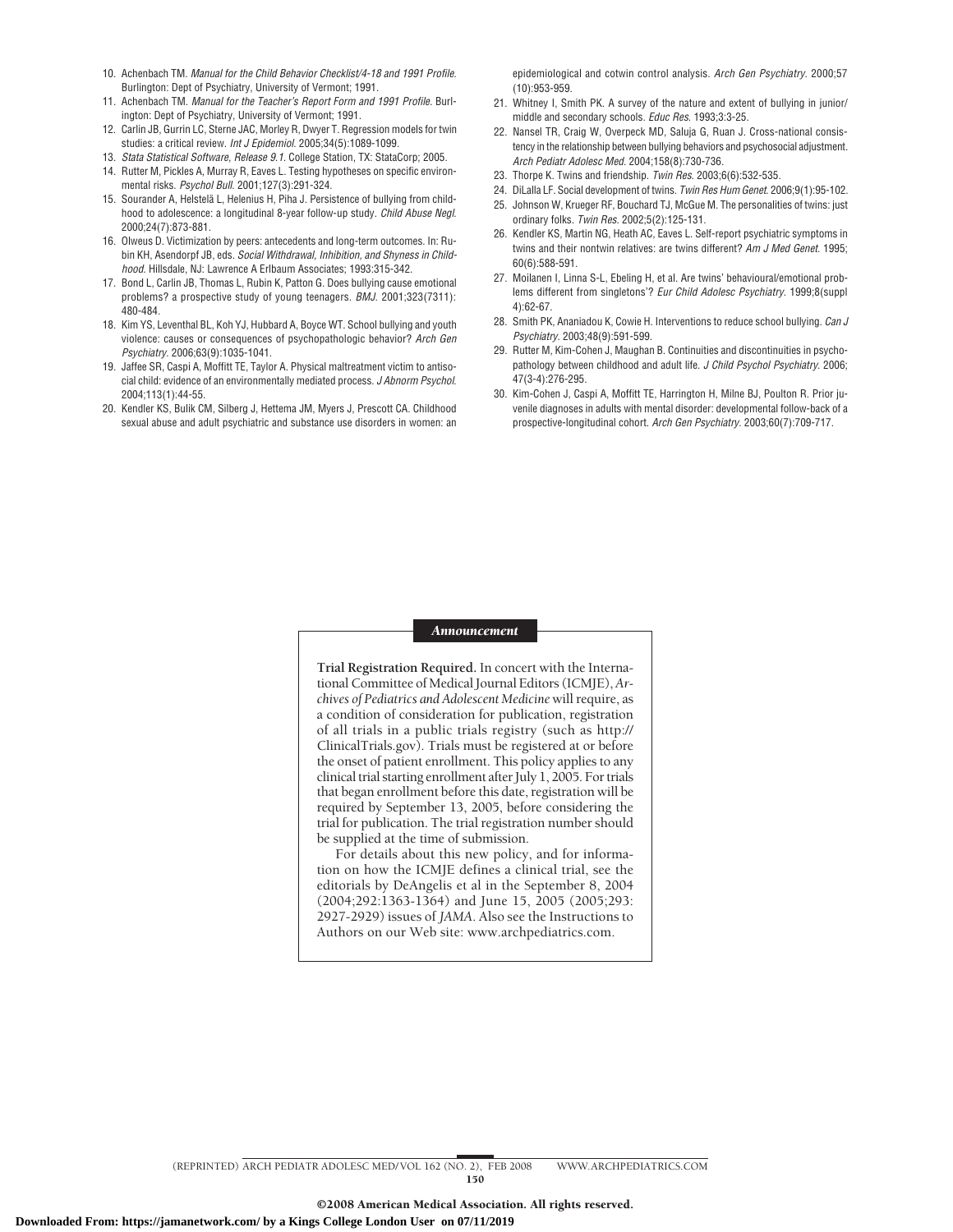10. Achenbach TM. *Manual for the Child Behavior Checklist/4-18 and 1991 Profile*. Burlington: Dept of Psychiatry, University of Vermont; 1991.
11. Achenbach TM. *Manual for the Teacher's Report Form and 1991 Profile*. Burlington: Dept of Psychiatry, University of Vermont; 1991.
12. Carlin JB, Gurrin LC, Sterne JAC, Morley R, Dwyer T. Regression models for twin studies: a critical review. *Int J Epidemiol*. 2005;34(5):1089-1099.
13. *Stata Statistical Software, Release 9.1*. College Station, TX: StataCorp; 2005.
14. Rutter M, Pickles A, Murray R, Eaves L. Testing hypotheses on specific environmental risks. *Psychol Bull*. 2001;127(3):291-324.
15. Sourander A, Helstelä L, Helenius H, Piha J. Persistence of bullying from childhood to adolescence: a longitudinal 8-year follow-up study. *Child Abuse Negl*. 2000;24(7):873-881.
16. Olweus D. Victimization by peers: antecedents and long-term outcomes. In: Rubin KH, Asendorpf JB, eds. *Social Withdrawal, Inhibition, and Shyness in Childhood*. Hillsdale, NJ: Lawrence A Erlbaum Associates; 1993:315-342.
17. Bond L, Carlin JB, Thomas L, Rubin K, Patton G. Does bullying cause emotional problems? a prospective study of young teenagers. *BMJ*. 2001;323(7311):480-484.
18. Kim YS, Leventhal BL, Koh YJ, Hubbard A, Boyce WT. School bullying and youth violence: causes or consequences of psychopathologic behavior? *Arch Gen Psychiatry*. 2006;63(9):1035-1041.
19. Jaffee SR, Caspi A, Moffitt TE, Taylor A. Physical maltreatment victim to antisocial child: evidence of an environmentally mediated process. *J Abnorm Psychol*. 2004;113(1):44-55.
20. Kendler KS, Bulik CM, Silberg J, Hettema JM, Myers J, Prescott CA. Childhood sexual abuse and adult psychiatric and substance use disorders in women: an epidemiological and cotwin control analysis. *Arch Gen Psychiatry*. 2000;57(10):953-959.
21. Whitney I, Smith PK. A survey of the nature and extent of bullying in junior/middle and secondary schools. *Educ Res*. 1993;3:3-25.
22. Nansel TR, Craig W, Overpeck MD, Saluja G, Ruan J. Cross-national consistency in the relationship between bullying behaviors and psychosocial adjustment. *Arch Pediatr Adolesc Med*. 2004;158(8):730-736.
23. Thorpe K. Twins and friendship. *Twin Res*. 2003;6(6):532-535.
24. DiLalla LF. Social development of twins. *Twin Res Hum Genet*. 2006;9(1):95-102.
25. Johnson W, Krueger RF, Bouchard TJ, McGue M. The personalities of twins: just ordinary folks. *Twin Res*. 2002;5(2):125-131.
26. Kendler KS, Martin NG, Heath AC, Eaves L. Self-report psychiatric symptoms in twins and their nontwin relatives: are twins different? *Am J Med Genet*. 1995;60(6):588-591.
27. Moilanen I, Linna S-L, Ebeling H, et al. Are twins' behavioural/emotional problems different from singletons'? *Eur Child Adolesc Psychiatry*. 1999;8(suppl 4):62-67.
28. Smith PK, Ananiadou K, Cowie H. Interventions to reduce school bullying. *Can J Psychiatry*. 2003;48(9):591-599.
29. Rutter M, Kim-Cohen J, Maughan B. Continuities and discontinuities in psychopathology between childhood and adult life. *J Child Psychol Psychiatry*. 2006;47(3-4):276-295.
30. Kim-Cohen J, Caspi A, Moffitt TE, Harrington H, Milne BJ, Poulton R. Prior juvenile diagnoses in adults with mental disorder: developmental follow-back of a prospective-longitudinal cohort. *Arch Gen Psychiatry*. 2003;60(7):709-717.

## *Announcement*

**Trial Registration Required.** In concert with the International Committee of Medical Journal Editors (ICMJE), *Archives of Pediatrics and Adolescent Medicine* will require, as a condition of consideration for publication, registration of all trials in a public trials registry (such as http://ClinicalTrials.gov). Trials must be registered at or before the onset of patient enrollment. This policy applies to any clinical trial starting enrollment after July 1, 2005. For trials that began enrollment before this date, registration will be required by September 13, 2005, before considering the trial for publication. The trial registration number should be supplied at the time of submission.

For details about this new policy, and for information on how the ICMJE defines a clinical trial, see the editorials by DeAngelis et al in the September 8, 2004 (2004;292:1363-1364) and June 15, 2005 (2005;293:2927-2929) issues of *JAMA*. Also see the Instructions to Authors on our Web site: www.archpediatrics.com.